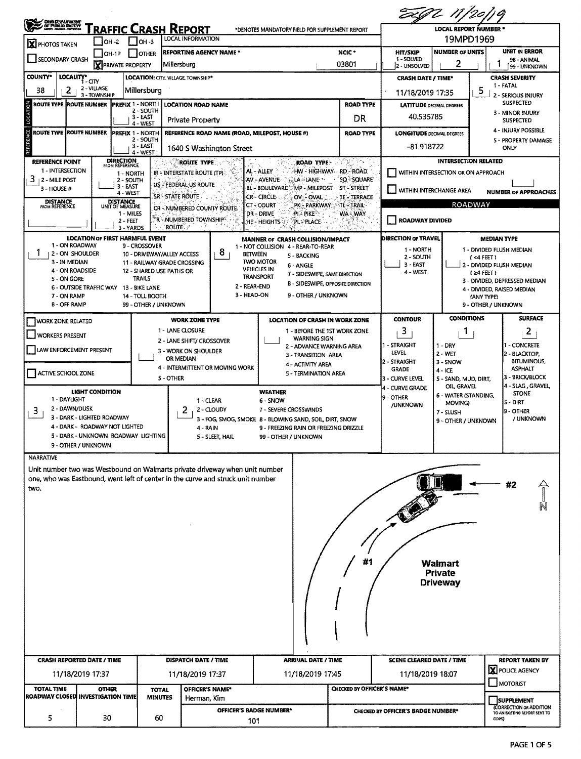*(handwritten)* 11/20/19

# TRAFFIC CRASH REPORT

*DENOTES MANDATORY FIELD FOR SUPPLEMENT REPORT

| Field | Value |
|---|---|
| LOCAL REPORT NUMBER * | 19MPD1969 |
| PHOTOS TAKEN | X |
| PRIVATE PROPERTY | X |
| SECONDARY CRASH | |
| OH-2 / OH-1P / OH-3 / OTHER | |
| LOCAL INFORMATION | |
| REPORTING AGENCY NAME * | Millersburg |
| NCIC * | 03801 |
| HIT/SKIP (1 - SOLVED, 2 - UNSOLVED) | |
| NUMBER OF UNITS | 2 |
| UNIT IN ERROR (98 - ANIMAL, 99 - UNKNOWN) | 1 |
| COUNTY* | 38 |
| LOCALITY* (1 - CITY, 2 - VILLAGE, 3 - TOWNSHIP) | 2 |
| LOCATION: CITY, VILLAGE, TOWNSHIP* | Millersburg |
| CRASH DATE / TIME* | 11/18/2019 17:35 |
| CRASH SEVERITY (1 - FATAL, 2 - SERIOUS INJURY SUSPECTED, 3 - MINOR INJURY SUSPECTED, 4 - INJURY POSSIBLE, 5 - PROPERTY DAMAGE ONLY) | 5 |

## Location

| ROUTE TYPE | ROUTE NUMBER | PREFIX (1 - NORTH, 2 - SOUTH, 3 - EAST, 4 - WEST) | LOCATION ROAD NAME | ROAD TYPE | LATITUDE DECIMAL DEGREES |
|---|---|---|---|---|---|
| | | | Private Property | DR | 40.535785 |

## Reference

| ROUTE TYPE | ROUTE NUMBER | PREFIX (1 - NORTH, 2 - SOUTH, 3 - EAST, 4 - WEST) | REFERENCE ROAD NAME (ROAD, MILEPOST, HOUSE #) | ROAD TYPE | LONGITUDE DECIMAL DEGREES |
|---|---|---|---|---|---|
| | | | 1640 S Washington Street | | -81.918722 |

| Field | Value |
|---|---|
| REFERENCE POINT (1 - INTERSECTION, 2 - MILE POST, 3 - HOUSE #) | 3 |
| DIRECTION FROM REFERENCE (1 - NORTH, 2 - SOUTH, 3 - EAST, 4 - WEST) | |
| DISTANCE FROM REFERENCE | |
| DISTANCE UNIT OF MEASURE (1 - MILES, 2 - FEET, 3 - YARDS) | |

ROUTE TYPE: IR - INTERSTATE ROUTE (TP); US - FEDERAL US ROUTE; SR - STATE ROUTE; CR - NUMBERED COUNTY ROUTE; TR - NUMBERED TOWNSHIP ROUTE

ROAD TYPE: AL - ALLEY; AV - AVENUE; BL - BOULEVARD; CR - CIRCLE; CT - COURT; DR - DRIVE; HE - HEIGHTS; HW - HIGHWAY; LA - LANE; MP - MILEPOST; OV - OVAL; PK - PARKWAY; PI - PIKE; PL - PLACE; RD - ROAD; SQ - SQUARE; ST - STREET; TE - TERRACE; TL - TRAIL; WA - WAY

## Intersection Related

| Field | Value |
|---|---|
| WITHIN INTERSECTION OR ON APPROACH | |
| WITHIN INTERCHANGE AREA | |
| NUMBER OF APPROACHES | |

## Roadway

| Field | Value |
|---|---|
| ROADWAY DIVIDED | |

| Field | Value |
|---|---|
| LOCATION OF FIRST HARMFUL EVENT | 1 |
| MANNER OF CRASH COLLISION/IMPACT | 8 |
| DIRECTION OF TRAVEL | |
| MEDIAN TYPE | |

LOCATION OF FIRST HARMFUL EVENT: 1 - ON ROADWAY; 2 - ON SHOULDER; 3 - IN MEDIAN; 4 - ON ROADSIDE; 5 - ON GORE; 6 - OUTSIDE TRAFFIC WAY; 7 - ON RAMP; 8 - OFF RAMP; 9 - CROSSOVER; 10 - DRIVEWAY/ALLEY ACCESS; 11 - RAILWAY GRADE CROSSING; 12 - SHARED USE PATHS OR TRAILS; 13 - BIKE LANE; 14 - TOLL BOOTH; 99 - OTHER / UNKNOWN

MANNER OF CRASH COLLISION/IMPACT: 1 - NOT COLLISION BETWEEN TWO MOTOR VEHICLES IN TRANSPORT; 2 - REAR-END; 3 - HEAD-ON; 4 - REAR-TO-REAR; 5 - BACKING; 6 - ANGLE; 7 - SIDESWIPE, SAME DIRECTION; 8 - SIDESWIPE, OPPOSITE DIRECTION; 9 - OTHER / UNKNOWN

DIRECTION OF TRAVEL: 1 - NORTH; 2 - SOUTH; 3 - EAST; 4 - WEST

MEDIAN TYPE: 1 - DIVIDED FLUSH MEDIAN (<4 FEET); 2 - DIVIDED FLUSH MEDIAN (≥4 FEET); 3 - DIVIDED, DEPRESSED MEDIAN; 4 - DIVIDED, RAISED MEDIAN (ANY TYPE); 9 - OTHER / UNKNOWN

## Work Zone

| Field | Value |
|---|---|
| WORK ZONE RELATED | |
| WORKERS PRESENT | |
| LAW ENFORCEMENT PRESENT | |
| ACTIVE SCHOOL ZONE | |
| WORK ZONE TYPE | |
| LOCATION OF CRASH IN WORK ZONE | |

WORK ZONE TYPE: 1 - LANE CLOSURE; 2 - LANE SHIFT/ CROSSOVER; 3 - WORK ON SHOULDER OR MEDIAN; 4 - INTERMITTENT OR MOVING WORK; 5 - OTHER

LOCATION OF CRASH IN WORK ZONE: 1 - BEFORE THE 1ST WORK ZONE WARNING SIGN; 2 - ADVANCE WARNING AREA; 3 - TRANSITION AREA; 4 - ACTIVITY AREA; 5 - TERMINATION AREA

| CONTOUR | CONDITIONS | SURFACE |
|---|---|---|
| 3 | 1 | 2 |

CONTOUR: 1 - STRAIGHT LEVEL; 2 - STRAIGHT GRADE; 3 - CURVE LEVEL; 4 - CURVE GRADE; 9 - OTHER /UNKNOWN

CONDITIONS: 1 - DRY; 2 - WET; 3 - SNOW; 4 - ICE; 5 - SAND, MUD, DIRT, OIL, GRAVEL; 6 - WATER (STANDING, MOVING); 7 - SLUSH; 9 - OTHER / UNKNOWN

SURFACE: 1 - CONCRETE; 2 - BLACKTOP, BITUMINOUS, ASPHALT; 3 - BRICK/BLOCK; 4 - SLAG, GRAVEL, STONE; 5 - DIRT; 9 - OTHER / UNKNOWN

| LIGHT CONDITION | WEATHER |
|---|---|
| 3 | 2 |

LIGHT CONDITION: 1 - DAYLIGHT; 2 - DAWN/DUSK; 3 - DARK - LIGHTED ROADWAY; 4 - DARK - ROADWAY NOT LIGHTED; 5 - DARK - UNKNOWN ROADWAY LIGHTING; 9 - OTHER / UNKNOWN

WEATHER: 1 - CLEAR; 2 - CLOUDY; 3 - FOG, SMOG, SMOKE; 4 - RAIN; 5 - SLEET, HAIL; 6 - SNOW; 7 - SEVERE CROSSWINDS; 8 - BLOWING SAND, SOIL, DIRT, SNOW; 9 - FREEZING RAIN OR FREEZING DRIZZLE; 99 - OTHER / UNKNOWN

## Narrative

Unit number two was Westbound on Walmarts private driveway when unit number one, who was Eastbound, went left of center in the curve and struck unit number two.

Diagram labels: #2, #1, N, Walmart Private Driveway

| CRASH REPORTED DATE / TIME | DISPATCH DATE / TIME | ARRIVAL DATE / TIME | SCENE CLEARED DATE / TIME | REPORT TAKEN BY |
|---|---|---|---|---|
| 11/18/2019 17:37 | 11/18/2019 17:37 | 11/18/2019 17:45 | 11/18/2019 18:07 | X POLICE AGENCY |

| TOTAL TIME ROADWAY CLOSED | OTHER INVESTIGATION TIME | TOTAL MINUTES | OFFICER'S NAME* | CHECKED BY OFFICER'S NAME* |
|---|---|---|---|---|
| 5 | 30 | 60 | Herman, Kim | |

| OFFICER'S BADGE NUMBER* | CHECKED BY OFFICER'S BADGE NUMBER* | SUPPLEMENT (CORRECTION OR ADDITION TO AN EXISTING REPORT SENT TO ODPS) |
|---|---|---|
| 101 | | |

MOTORIST: ☐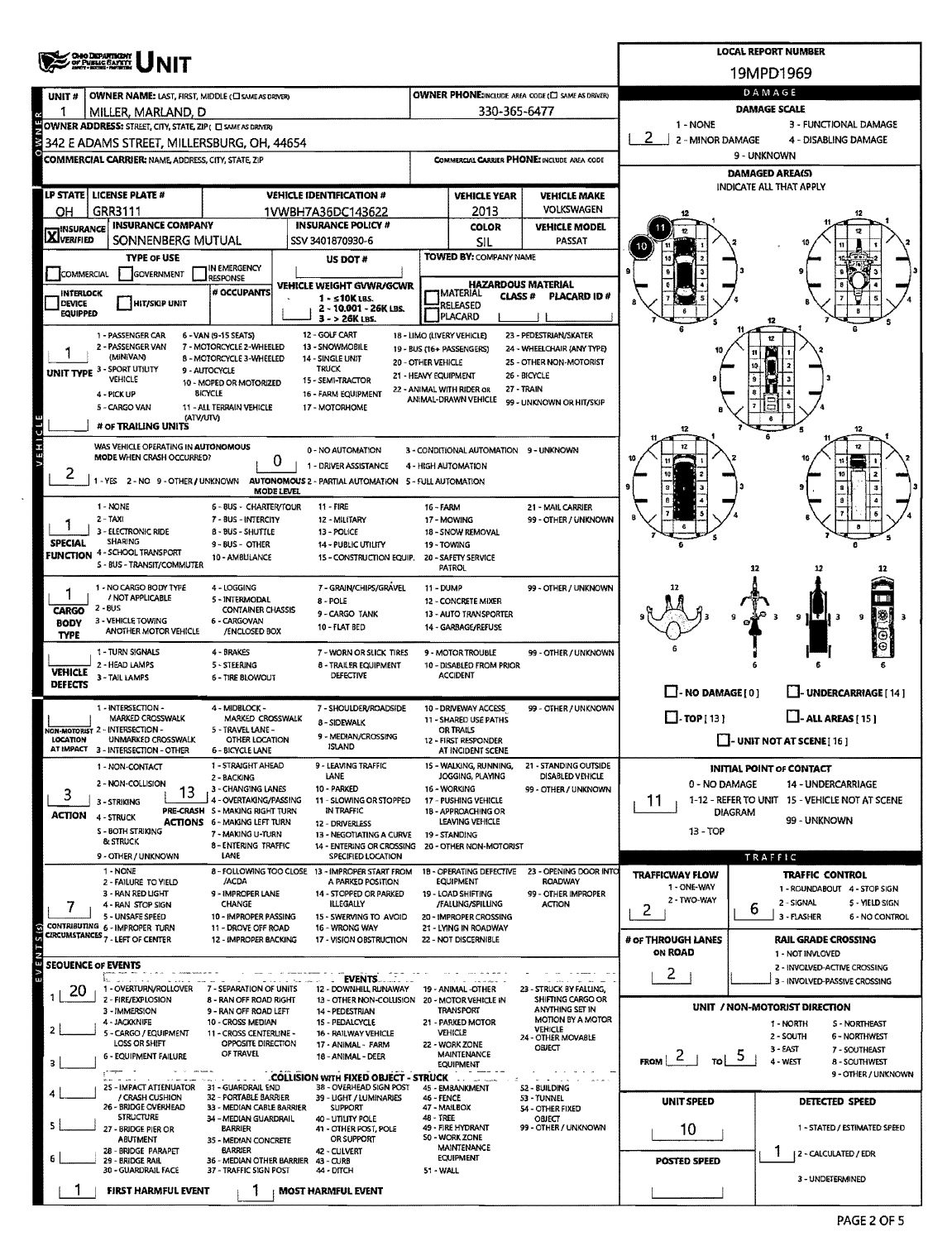# UNIT

**LOCAL REPORT NUMBER:** 19MPD1969

## OWNER

| UNIT # | OWNER NAME: LAST, FIRST, MIDDLE (☐ SAME AS DRIVER) | OWNER PHONE: INCLUDE AREA CODE (☐ SAME AS DRIVER) |
|---|---|---|
| 1 | MILLER, MARLAND, D | 330-365-6477 |

**OWNER ADDRESS:** STREET, CITY, STATE, ZIP (☐ SAME AS DRIVER)
342 E ADAMS STREET, MILLERSBURG, OH, 44654

**COMMERCIAL CARRIER:** NAME, ADDRESS, CITY, STATE, ZIP

**COMMERCIAL CARRIER PHONE:** INCLUDE AREA CODE

## VEHICLE

| LP STATE | LICENSE PLATE # | VEHICLE IDENTIFICATION # | VEHICLE YEAR | VEHICLE MAKE |
|---|---|---|---|---|
| OH | GRR3111 | 1VWBH7A36DC143622 | 2013 | VOLKSWAGEN |

| INSURANCE VERIFIED | INSURANCE COMPANY | INSURANCE POLICY # | COLOR | VEHICLE MODEL |
|---|---|---|---|---|
| X | SONNENBERG MUTUAL | SSV 3401870930-6 | SIL | PASSAT |

**TYPE OF USE:** ☐ COMMERCIAL ☐ GOVERNMENT ☐ IN EMERGENCY RESPONSE

**US DOT #:**

**TOWED BY:** COMPANY NAME

☐ INTERLOCK DEVICE EQUIPPED ☐ HIT/SKIP UNIT

**# OCCUPANTS:**

**VEHICLE WEIGHT GVWR/GCWR:** 1 - ≤10K LBS. 2 - 10.001 - 26K LBS. 3 - > 26K LBS.

**HAZARDOUS MATERIAL:** ☐ MATERIAL RELEASED ☐ PLACARD — CLASS # — PLACARD ID #

**UNIT TYPE:** 1
1 - PASSENGER CAR, 2 - PASSENGER VAN (MINIVAN), 3 - SPORT UTILITY VEHICLE, 4 - PICK UP, 5 - CARGO VAN, 6 - VAN (9-15 SEATS), 7 - MOTORCYCLE 2-WHEELED, 8 - MOTORCYCLE 3-WHEELED, 9 - AUTOCYCLE, 10 - MOPED OR MOTORIZED BICYCLE, 11 - ALL TERRAIN VEHICLE (ATV/UTV), 12 - GOLF CART, 13 - SNOWMOBILE, 14 - SINGLE UNIT TRUCK, 15 - SEMI-TRACTOR, 16 - FARM EQUIPMENT, 17 - MOTORHOME, 18 - LIMO (LIVERY VEHICLE), 19 - BUS (16+ PASSENGERS), 20 - OTHER VEHICLE, 21 - HEAVY EQUIPMENT, 22 - ANIMAL WITH RIDER OR ANIMAL-DRAWN VEHICLE, 23 - PEDESTRIAN/SKATER, 24 - WHEELCHAIR (ANY TYPE), 25 - OTHER NON-MOTORIST, 26 - BICYCLE, 27 - TRAIN, 99 - UNKNOWN OR HIT/SKIP

**# OF TRAILING UNITS:**

**WAS VEHICLE OPERATING IN AUTONOMOUS MODE WHEN CRASH OCCURRED?** 2
1 - YES 2 - NO 9 - OTHER / UNKNOWN

**AUTONOMOUS MODE LEVEL:** 0
0 - NO AUTOMATION, 1 - DRIVER ASSISTANCE, 2 - PARTIAL AUTOMATION, 3 - CONDITIONAL AUTOMATION, 4 - HIGH AUTOMATION, 5 - FULL AUTOMATION, 9 - UNKNOWN

**SPECIAL FUNCTION:** 1
1 - NONE, 2 - TAXI, 3 - ELECTRONIC RIDE SHARING, 4 - SCHOOL TRANSPORT, 5 - BUS - TRANSIT/COMMUTER, 6 - BUS - CHARTER/TOUR, 7 - BUS - INTERCITY, 8 - BUS - SHUTTLE, 9 - BUS - OTHER, 10 - AMBULANCE, 11 - FIRE, 12 - MILITARY, 13 - POLICE, 14 - PUBLIC UTILITY, 15 - CONSTRUCTION EQUIP., 16 - FARM, 17 - MOWING, 18 - SNOW REMOVAL, 19 - TOWING, 20 - SAFETY SERVICE PATROL, 21 - MAIL CARRIER, 99 - OTHER / UNKNOWN

**CARGO BODY TYPE:** 1
1 - NO CARGO BODY TYPE / NOT APPLICABLE, 2 - BUS, 3 - VEHICLE TOWING ANOTHER MOTOR VEHICLE, 4 - LOGGING, 5 - INTERMODAL CONTAINER CHASSIS, 6 - CARGOVAN /ENCLOSED BOX, 7 - GRAIN/CHIPS/GRAVEL, 8 - POLE, 9 - CARGO TANK, 10 - FLAT BED, 11 - DUMP, 12 - CONCRETE MIXER, 13 - AUTO TRANSPORTER, 14 - GARBAGE/REFUSE, 99 - OTHER / UNKNOWN

**VEHICLE DEFECTS:**
1 - TURN SIGNALS, 2 - HEAD LAMPS, 3 - TAIL LAMPS, 4 - BRAKES, 5 - STEERING, 6 - TIRE BLOWOUT, 7 - WORN OR SLICK TIRES, 8 - TRAILER EQUIPMENT DEFECTIVE, 9 - MOTOR TROUBLE, 10 - DISABLED FROM PRIOR ACCIDENT, 99 - OTHER / UNKNOWN

**NON-MOTORIST LOCATION AT IMPACT:**
1 - INTERSECTION - MARKED CROSSWALK, 2 - INTERSECTION - UNMARKED CROSSWALK, 3 - INTERSECTION - OTHER, 4 - MIDBLOCK - MARKED CROSSWALK, 5 - TRAVEL LANE - OTHER LOCATION, 6 - BICYCLE LANE, 7 - SHOULDER/ROADSIDE, 8 - SIDEWALK, 9 - MEDIAN/CROSSING ISLAND, 10 - DRIVEWAY ACCESS, 11 - SHARED USE PATHS OR TRAILS, 12 - FIRST RESPONDER AT INCIDENT SCENE, 99 - OTHER / UNKNOWN

**ACTION:** 3
1 - NON-CONTACT, 2 - NON-COLLISION, 3 - STRIKING, 4 - STRUCK, 5 - BOTH STRIKING & STRUCK, 9 - OTHER / UNKNOWN

**PRE-CRASH ACTIONS:** 13
1 - STRAIGHT AHEAD, 2 - BACKING, 3 - CHANGING LANES, 4 - OVERTAKING/PASSING, 5 - MAKING RIGHT TURN, 6 - MAKING LEFT TURN, 7 - MAKING U-TURN, 8 - ENTERING TRAFFIC LANE, 9 - LEAVING TRAFFIC LANE, 10 - PARKED, 11 - SLOWING OR STOPPED IN TRAFFIC, 12 - DRIVERLESS, 13 - NEGOTIATING A CURVE, 14 - ENTERING OR CROSSING SPECIFIED LOCATION, 15 - WALKING, RUNNING, JOGGING, PLAYING, 16 - WORKING, 17 - PUSHING VEHICLE, 18 - APPROACHING OR LEAVING VEHICLE, 19 - STANDING, 20 - OTHER NON-MOTORIST, 21 - STANDING OUTSIDE DISABLED VEHICLE, 99 - OTHER / UNKNOWN

**CONTRIBUTING CIRCUMSTANCES:** 7
1 - NONE, 2 - FAILURE TO YIELD, 3 - RAN RED LIGHT, 4 - RAN STOP SIGN, 5 - UNSAFE SPEED, 6 - IMPROPER TURN, 7 - LEFT OF CENTER, 8 - FOLLOWING TOO CLOSE /ACDA, 9 - IMPROPER LANE CHANGE, 10 - IMPROPER PASSING, 11 - DROVE OFF ROAD, 12 - IMPROPER BACKING, 13 - IMPROPER START FROM A PARKED POSITION, 14 - STOPPED OR PARKED ILLEGALLY, 15 - SWERVING TO AVOID, 16 - WRONG WAY, 17 - VISION OBSTRUCTION, 18 - OPERATING DEFECTIVE EQUIPMENT, 19 - LOAD SHIFTING /FALLING/SPILLING, 20 - IMPROPER CROSSING, 21 - LYING IN ROADWAY, 22 - NOT DISCERNIBLE, 23 - OPENING DOOR INTO ROADWAY, 99 - OTHER IMPROPER ACTION

## EVENTS

**SEQUENCE OF EVENTS:**
1. 20
2.
3.
4.
5.
6.

EVENTS: 1 - OVERTURN/ROLLOVER, 2 - FIRE/EXPLOSION, 3 - IMMERSION, 4 - JACKKNIFE, 5 - CARGO / EQUIPMENT LOSS OR SHIFT, 6 - EQUIPMENT FAILURE, 7 - SEPARATION OF UNITS, 8 - RAN OFF ROAD RIGHT, 9 - RAN OFF ROAD LEFT, 10 - CROSS MEDIAN, 11 - CROSS CENTERLINE - OPPOSITE DIRECTION OF TRAVEL, 12 - DOWNHILL RUNAWAY, 13 - OTHER NON-COLLISION, 14 - PEDESTRIAN, 15 - PEDALCYCLE, 16 - RAILWAY VEHICLE, 17 - ANIMAL - FARM, 18 - ANIMAL - DEER, 19 - ANIMAL -OTHER, 20 - MOTOR VEHICLE IN TRANSPORT, 21 - PARKED MOTOR VEHICLE, 22 - WORK ZONE MAINTENANCE EQUIPMENT, 23 - STRUCK BY FALLING, SHIFTING CARGO OR ANYTHING SET IN MOTION BY A MOTOR VEHICLE, 24 - OTHER MOVABLE OBJECT

COLLISION WITH FIXED OBJECT - STRUCK: 25 - IMPACT ATTENUATOR / CRASH CUSHION, 26 - BRIDGE OVERHEAD STRUCTURE, 27 - BRIDGE PIER OR ABUTMENT, 28 - BRIDGE PARAPET, 29 - BRIDGE RAIL, 30 - GUARDRAIL FACE, 31 - GUARDRAIL END, 32 - PORTABLE BARRIER, 33 - MEDIAN CABLE BARRIER, 34 - MEDIAN GUARDRAIL BARRIER, 35 - MEDIAN CONCRETE BARRIER, 36 - MEDIAN OTHER BARRIER, 37 - TRAFFIC SIGN POST, 38 - OVERHEAD SIGN POST, 39 - LIGHT / LUMINARIES SUPPORT, 40 - UTILITY POLE, 41 - OTHER POST, POLE OR SUPPORT, 42 - CULVERT, 43 - CURB, 44 - DITCH, 45 - EMBANKMENT, 46 - FENCE, 47 - MAILBOX, 48 - TREE, 49 - FIRE HYDRANT, 50 - WORK ZONE MAINTENANCE EQUIPMENT, 51 - WALL, 52 - BUILDING, 53 - TUNNEL, 54 - OTHER FIXED OBJECT, 99 - OTHER / UNKNOWN

**FIRST HARMFUL EVENT:** 1
**MOST HARMFUL EVENT:** 1

## DAMAGE

**DAMAGE SCALE:** 2
1 - NONE, 2 - MINOR DAMAGE, 3 - FUNCTIONAL DAMAGE, 4 - DISABLING DAMAGE, 9 - UNKNOWN

**DAMAGED AREA(S):** INDICATE ALL THAT APPLY — 10, 11

☐ - NO DAMAGE [ 0 ] ☐ - UNDERCARRIAGE [ 14 ]
☐ - TOP [ 13 ] ☐ - ALL AREAS [ 15 ]
☐ - UNIT NOT AT SCENE [ 16 ]

**INITIAL POINT OF CONTACT:** 11
0 - NO DAMAGE, 1-12 - REFER TO UNIT DIAGRAM, 13 - TOP, 14 - UNDERCARRIAGE, 15 - VEHICLE NOT AT SCENE, 99 - UNKNOWN

## TRAFFIC

**TRAFFICWAY FLOW:** 2
1 - ONE-WAY, 2 - TWO-WAY

**TRAFFIC CONTROL:** 6
1 - ROUNDABOUT, 2 - SIGNAL, 3 - FLASHER, 4 - STOP SIGN, 5 - YIELD SIGN, 6 - NO CONTROL

**# OF THROUGH LANES ON ROAD:** 2

**RAIL GRADE CROSSING:**
1 - NOT INVLOVED, 2 - INVOLVED-ACTIVE CROSSING, 3 - INVOLVED-PASSIVE CROSSING

**UNIT / NON-MOTORIST DIRECTION:** FROM 2 TO 5
1 - NORTH, 2 - SOUTH, 3 - EAST, 4 - WEST, 5 - NORTHEAST, 6 - NORTHWEST, 7 - SOUTHEAST, 8 - SOUTHWEST, 9 - OTHER / UNKNOWN

**UNIT SPEED:** 10

**POSTED SPEED:**

**DETECTED SPEED:** 1
1 - STATED / ESTIMATED SPEED, 2 - CALCULATED / EDR, 3 - UNDETERMINED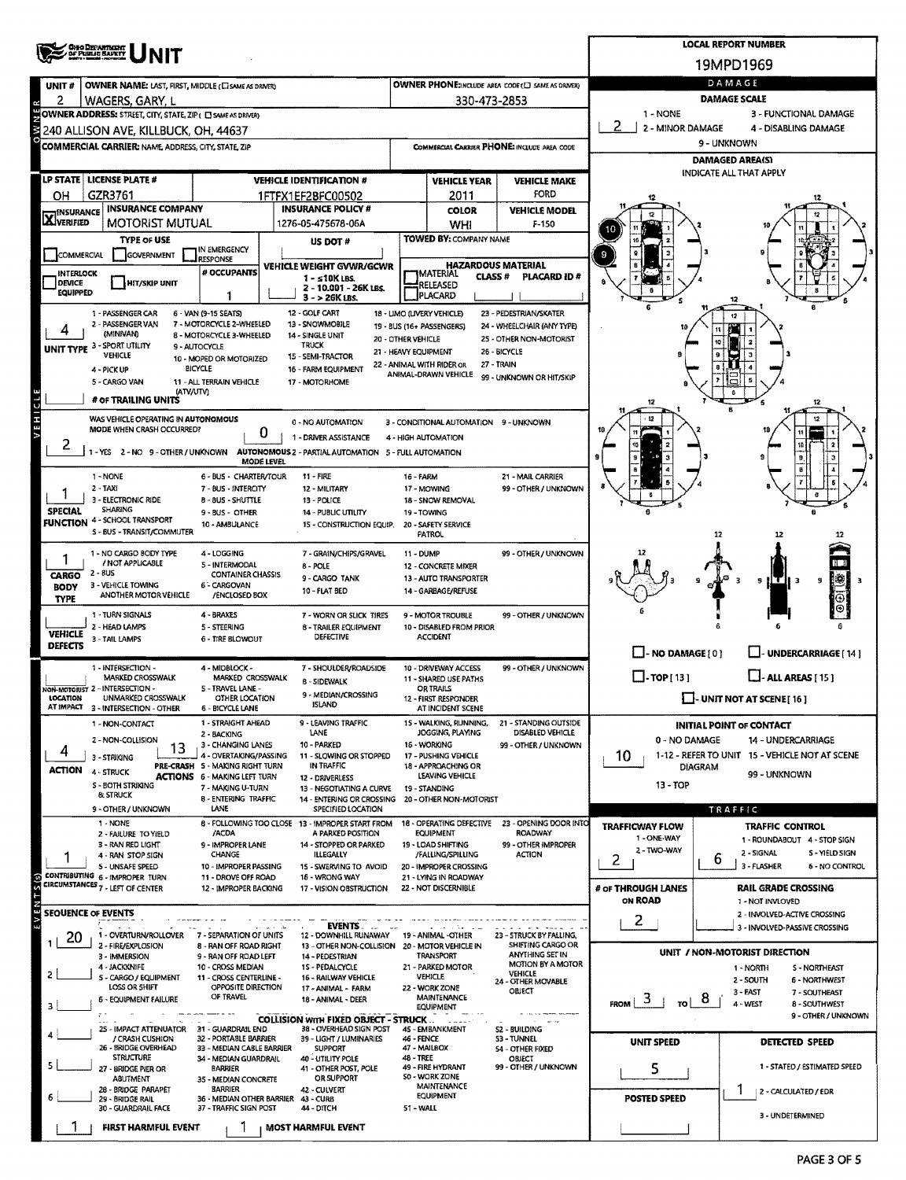# OHIO DEPARTMENT OF PUBLIC SAFETY UNIT

**LOCAL REPORT NUMBER:** 19MPD1969

## OWNER

| UNIT # | OWNER NAME: LAST, FIRST, MIDDLE (☐ SAME AS DRIVER) | OWNER PHONE: INCLUDE AREA CODE (☐ SAME AS DRIVER) |
|---|---|---|
| 2 | WAGERS, GARY, L | 330-473-2853 |

**OWNER ADDRESS:** STREET, CITY, STATE, ZIP (☐ SAME AS DRIVER)
240 ALLISON AVE, KILLBUCK, OH, 44637

**COMMERCIAL CARRIER:** NAME, ADDRESS, CITY, STATE, ZIP | **COMMERCIAL CARRIER PHONE:** INCLUDE AREA CODE

## VEHICLE

| LP STATE | LICENSE PLATE # | VEHICLE IDENTIFICATION # | VEHICLE YEAR | VEHICLE MAKE |
|---|---|---|---|---|
| OH | GZR3761 | 1FTFX1EF2BFC00502 | 2011 | FORD |

| INSURANCE | INSURANCE COMPANY | INSURANCE POLICY # | COLOR | VEHICLE MODEL |
|---|---|---|---|---|
| X VERIFIED | MOTORIST MUTUAL | 1276-05-475678-06A | WHI | F-150 |

**TYPE OF USE:** ☐ COMMERCIAL ☐ GOVERNMENT ☐ IN EMERGENCY RESPONSE
**US DOT #:**
**TOWED BY:** COMPANY NAME
**INTERLOCK DEVICE EQUIPPED:** ☐ **HIT/SKIP UNIT:** ☐
**# OCCUPANTS:** 1
**VEHICLE WEIGHT GVWR/GCWR:** 1 - ≤10K LBS. 2 - 10.001 - 26K LBS. 3 - > 26K LBS.
**HAZARDOUS MATERIAL:** ☐ MATERIAL RELEASED ☐ PLACARD | CLASS # | PLACARD ID #

**UNIT TYPE:** 4
1 - PASSENGER CAR, 2 - PASSENGER VAN (MINIVAN), 3 - SPORT UTILITY VEHICLE, 4 - PICK UP, 5 - CARGO VAN (ATV/UTV), 6 - VAN (9-15 SEATS), 7 - MOTORCYCLE 2-WHEELED, 8 - MOTORCYCLE 3-WHEELED, 9 - AUTOCYCLE, 10 - MOPED OR MOTORIZED BICYCLE, 11 - ALL TERRAIN VEHICLE, 12 - GOLF CART, 13 - SNOWMOBILE, 14 - SINGLE UNIT TRUCK, 15 - SEMI-TRACTOR, 16 - FARM EQUIPMENT, 17 - MOTORHOME, 18 - LIMO (LIVERY VEHICLE), 19 - BUS (16+ PASSENGERS), 20 - OTHER VEHICLE, 21 - HEAVY EQUIPMENT, 22 - ANIMAL WITH RIDER OR ANIMAL-DRAWN VEHICLE, 23 - PEDESTRIAN/SKATER, 24 - WHEELCHAIR (ANY TYPE), 25 - OTHER NON-MOTORIST, 26 - BICYCLE, 27 - TRAIN, 99 - UNKNOWN OR HIT/SKIP

**# OF TRAILING UNITS:**

**WAS VEHICLE OPERATING IN AUTONOMOUS MODE WHEN CRASH OCCURRED?** 2
1 - YES 2 - NO 9 - OTHER / UNKNOWN

**AUTONOMOUS MODE LEVEL:** 0
0 - NO AUTOMATION, 1 - DRIVER ASSISTANCE, 2 - PARTIAL AUTOMATION, 3 - CONDITIONAL AUTOMATION, 4 - HIGH AUTOMATION, 5 - FULL AUTOMATION, 9 - UNKNOWN

**SPECIAL FUNCTION:** 1
1 - NONE, 2 - TAXI, 3 - ELECTRONIC RIDE SHARING, 4 - SCHOOL TRANSPORT, 5 - BUS - TRANSIT/COMMUTER, 6 - BUS - CHARTER/TOUR, 7 - BUS - INTERCITY, 8 - BUS - SHUTTLE, 9 - BUS - OTHER, 10 - AMBULANCE, 11 - FIRE, 12 - MILITARY, 13 - POLICE, 14 - PUBLIC UTILITY, 15 - CONSTRUCTION EQUIP., 16 - FARM, 17 - MOWING, 18 - SNOW REMOVAL, 19 - TOWING, 20 - SAFETY SERVICE PATROL, 21 - MAIL CARRIER, 99 - OTHER / UNKNOWN

**CARGO BODY TYPE:** 1
1 - NO CARGO BODY TYPE / NOT APPLICABLE, 2 - BUS, 3 - VEHICLE TOWING ANOTHER MOTOR VEHICLE, 4 - LOGGING, 5 - INTERMODAL CONTAINER CHASSIS, 6 - CARGOVAN /ENCLOSED BOX, 7 - GRAIN/CHIPS/GRAVEL, 8 - POLE, 9 - CARGO TANK, 10 - FLAT BED, 11 - DUMP, 12 - CONCRETE MIXER, 13 - AUTO TRANSPORTER, 14 - GARBAGE/REFUSE, 99 - OTHER / UNKNOWN

**VEHICLE DEFECTS:**
1 - TURN SIGNALS, 2 - HEAD LAMPS, 3 - TAIL LAMPS, 4 - BRAKES, 5 - STEERING, 6 - TIRE BLOWOUT, 7 - WORN OR SLICK TIRES, 8 - TRAILER EQUIPMENT DEFECTIVE, 9 - MOTOR TROUBLE, 10 - DISABLED FROM PRIOR ACCIDENT, 99 - OTHER / UNKNOWN

**NON-MOTORIST LOCATION AT IMPACT:**
1 - INTERSECTION - MARKED CROSSWALK, 2 - INTERSECTION - UNMARKED CROSSWALK, 3 - INTERSECTION - OTHER, 4 - MIDBLOCK - MARKED CROSSWALK, 5 - TRAVEL LANE - OTHER LOCATION, 6 - BICYCLE LANE, 7 - SHOULDER/ROADSIDE, 8 - SIDEWALK, 9 - MEDIAN/CROSSING ISLAND, 10 - DRIVEWAY ACCESS, 11 - SHARED USE PATHS OR TRAILS, 12 - FIRST RESPONDER AT INCIDENT SCENE, 99 - OTHER / UNKNOWN

**ACTION:** 4
1 - NON-CONTACT, 2 - NON-COLLISION, 3 - STRIKING, 4 - STRUCK, 5 - BOTH STRIKING & STRUCK, 9 - OTHER / UNKNOWN

**PRE-CRASH ACTIONS:** 13
1 - STRAIGHT AHEAD, 2 - BACKING, 3 - CHANGING LANES, 4 - OVERTAKING/PASSING, 5 - MAKING RIGHT TURN, 6 - MAKING LEFT TURN, 7 - MAKING U-TURN, 8 - ENTERING TRAFFIC LANE, 9 - LEAVING TRAFFIC LANE, 10 - PARKED, 11 - SLOWING OR STOPPED IN TRAFFIC, 12 - DRIVERLESS, 13 - NEGOTIATING A CURVE, 14 - ENTERING OR CROSSING SPECIFIED LOCATION, 15 - WALKING, RUNNING, JOGGING, PLAYING, 16 - WORKING, 17 - PUSHING VEHICLE, 18 - APPROACHING OR LEAVING VEHICLE, 19 - STANDING, 20 - OTHER NON-MOTORIST, 21 - STANDING OUTSIDE DISABLED VEHICLE, 99 - OTHER / UNKNOWN

**CONTRIBUTING CIRCUMSTANCES:** 1
1 - NONE, 2 - FAILURE TO YIELD, 3 - RAN RED LIGHT, 4 - RAN STOP SIGN, 5 - UNSAFE SPEED, 6 - IMPROPER TURN, 7 - LEFT OF CENTER, 8 - FOLLOWING TOO CLOSE /ACDA, 9 - IMPROPER LANE CHANGE, 10 - IMPROPER PASSING, 11 - DROVE OFF ROAD, 12 - IMPROPER BACKING, 13 - IMPROPER START FROM A PARKED POSITION, 14 - STOPPED OR PARKED ILLEGALLY, 15 - SWERVING TO AVOID, 16 - WRONG WAY, 17 - VISION OBSTRUCTION, 18 - OPERATING DEFECTIVE EQUIPMENT, 19 - LOAD SHIFTING /FALLING/SPILLING, 20 - IMPROPER CROSSING, 21 - LYING IN ROADWAY, 22 - NOT DISCERNIBLE, 23 - OPENING DOOR INTO ROADWAY, 99 - OTHER IMPROPER ACTION

## SEQUENCE OF EVENTS

| # | Event |
|---|---|
| 1 | 20 |
| 2 | |
| 3 | |
| 4 | |
| 5 | |
| 6 | |

**EVENTS:** 1 - OVERTURN/ROLLOVER, 2 - FIRE/EXPLOSION, 3 - IMMERSION, 4 - JACKKNIFE, 5 - CARGO / EQUIPMENT LOSS OR SHIFT, 6 - EQUIPMENT FAILURE, 7 - SEPARATION OF UNITS, 8 - RAN OFF ROAD RIGHT, 9 - RAN OFF ROAD LEFT, 10 - CROSS MEDIAN, 11 - CROSS CENTERLINE - OPPOSITE DIRECTION OF TRAVEL, 12 - DOWNHILL RUNAWAY, 13 - OTHER NON-COLLISION, 14 - PEDESTRIAN, 15 - PEDALCYCLE, 16 - RAILWAY VEHICLE, 17 - ANIMAL - FARM, 18 - ANIMAL - DEER, 19 - ANIMAL - OTHER, 20 - MOTOR VEHICLE IN TRANSPORT, 21 - PARKED MOTOR VEHICLE, 22 - WORK ZONE MAINTENANCE EQUIPMENT, 23 - STRUCK BY FALLING, SHIFTING CARGO OR ANYTHING SET IN MOTION BY A MOTOR VEHICLE, 24 - OTHER MOVABLE OBJECT

**COLLISION WITH FIXED OBJECT - STRUCK:** 25 - IMPACT ATTENUATOR / CRASH CUSHION, 26 - BRIDGE OVERHEAD STRUCTURE, 27 - BRIDGE PIER OR ABUTMENT, 28 - BRIDGE PARAPET, 29 - BRIDGE RAIL, 30 - GUARDRAIL FACE, 31 - GUARDRAIL END, 32 - PORTABLE BARRIER, 33 - MEDIAN CABLE BARRIER, 34 - MEDIAN GUARDRAIL BARRIER, 35 - MEDIAN CONCRETE BARRIER, 36 - MEDIAN OTHER BARRIER, 37 - TRAFFIC SIGN POST, 38 - OVERHEAD SIGN POST, 39 - LIGHT / LUMINARIES SUPPORT, 40 - UTILITY POLE, 41 - OTHER POST, POLE OR SUPPORT, 42 - CULVERT, 43 - CURB, 44 - DITCH, 45 - EMBANKMENT, 46 - FENCE, 47 - MAILBOX, 48 - TREE, 49 - FIRE HYDRANT, 50 - WORK ZONE MAINTENANCE EQUIPMENT, 51 - WALL, 52 - BUILDING, 53 - TUNNEL, 54 - OTHER FIXED OBJECT, 99 - OTHER / UNKNOWN

**FIRST HARMFUL EVENT:** 1 | **MOST HARMFUL EVENT:** 1

## DAMAGE

**DAMAGE SCALE:** 2
1 - NONE, 2 - MINOR DAMAGE, 3 - FUNCTIONAL DAMAGE, 4 - DISABLING DAMAGE, 9 - UNKNOWN

**DAMAGED AREA(S):** INDICATE ALL THAT APPLY — 9, 10

☐ - NO DAMAGE [0] ☐ - UNDERCARRIAGE [14] ☐ - TOP [13] ☐ - ALL AREAS [15] ☐ - UNIT NOT AT SCENE [16]

**INITIAL POINT OF CONTACT:** 10
0 - NO DAMAGE, 1-12 - REFER TO UNIT DIAGRAM, 13 - TOP, 14 - UNDERCARRIAGE, 15 - VEHICLE NOT AT SCENE, 99 - UNKNOWN

## TRAFFIC

**TRAFFICWAY FLOW:** 2
1 - ONE-WAY, 2 - TWO-WAY

**TRAFFIC CONTROL:** 6
1 - ROUNDABOUT, 2 - SIGNAL, 3 - FLASHER, 4 - STOP SIGN, 5 - YIELD SIGN, 6 - NO CONTROL

**# OF THROUGH LANES ON ROAD:** 2

**RAIL GRADE CROSSING:**
1 - NOT INVLOVED, 2 - INVOLVED-ACTIVE CROSSING, 3 - INVOLVED-PASSIVE CROSSING

**UNIT / NON-MOTORIST DIRECTION:** FROM 3 TO 8
1 - NORTH, 2 - SOUTH, 3 - EAST, 4 - WEST, 5 - NORTHEAST, 6 - NORTHWEST, 7 - SOUTHEAST, 8 - SOUTHWEST, 9 - OTHER / UNKNOWN

**UNIT SPEED:** 5
**POSTED SPEED:**

**DETECTED SPEED:** 1
1 - STATED / ESTIMATED SPEED, 2 - CALCULATED / EDR, 3 - UNDETERMINED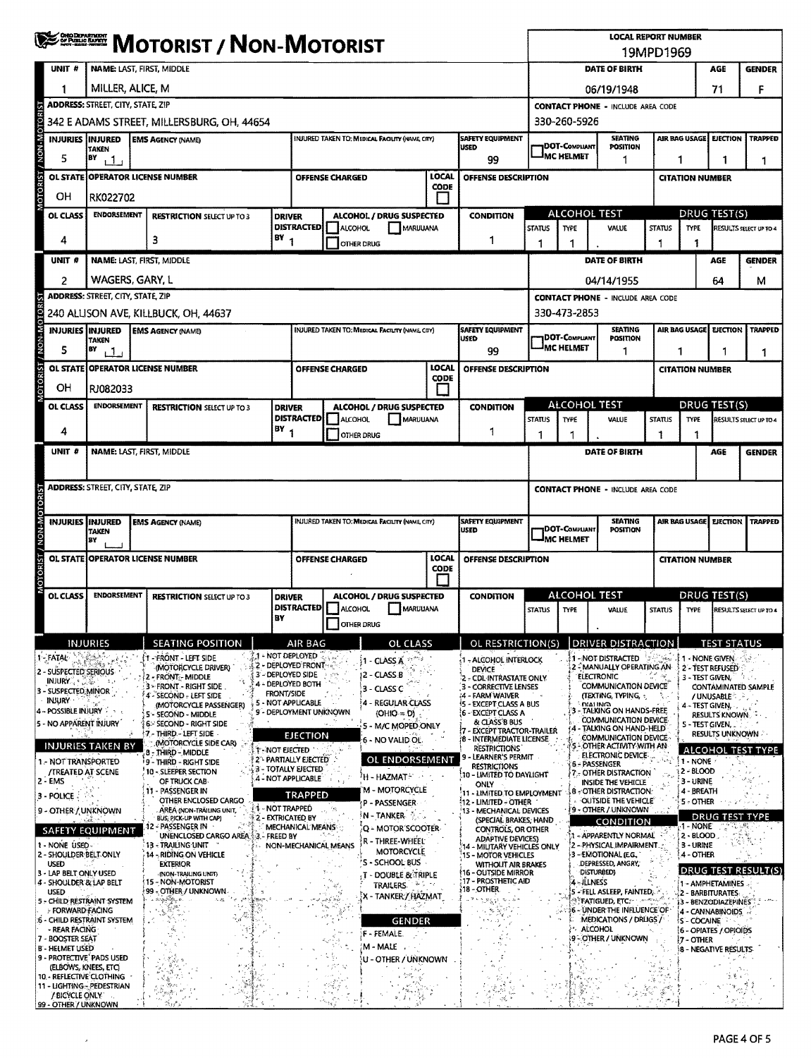# MOTORIST / NON-MOTORIST

OHIO DEPARTMENT OF PUBLIC SAFETY

**LOCAL REPORT NUMBER:** 19MPD1969

## Unit 1

| UNIT # | NAME: LAST, FIRST, MIDDLE | DATE OF BIRTH | AGE | GENDER |
|---|---|---|---|---|
| 1 | MILLER, ALICE, M | 06/19/1948 | 71 | F |

| ADDRESS: STREET, CITY, STATE, ZIP | CONTACT PHONE - INCLUDE AREA CODE |
|---|---|
| 342 E ADAMS STREET, MILLERSBURG, OH, 44654 | 330-260-5926 |

| INJURIES | INJURED TAKEN BY | EMS AGENCY (NAME) | INJURED TAKEN TO: MEDICAL FACILITY (NAME, CITY) | SAFETY EQUIPMENT USED | DOT-COMPLIANT MC HELMET | SEATING POSITION | AIR BAG USAGE | EJECTION | TRAPPED |
|---|---|---|---|---|---|---|---|---|---|
| 5 | 1 | | | 99 | | 1 | 1 | 1 | 1 |

| OL STATE | OPERATOR LICENSE NUMBER | OFFENSE CHARGED | LOCAL CODE | OFFENSE DESCRIPTION | CITATION NUMBER |
|---|---|---|---|---|---|
| OH | RK022702 | | | | |

| OL CLASS | ENDORSEMENT | RESTRICTION SELECT UP TO 3 | DRIVER DISTRACTED BY | ALCOHOL / DRUG SUSPECTED | CONDITION | ALCOHOL TEST STATUS | ALCOHOL TEST TYPE | ALCOHOL TEST VALUE | DRUG TEST STATUS | DRUG TEST TYPE | RESULTS SELECT UP TO 4 |
|---|---|---|---|---|---|---|---|---|---|---|---|
| 4 | | 3 | 1 | | 1 | 1 | 1 | . | 1 | 1 | |

## Unit 2

| UNIT # | NAME: LAST, FIRST, MIDDLE | DATE OF BIRTH | AGE | GENDER |
|---|---|---|---|---|
| 2 | WAGERS, GARY, L | 04/14/1955 | 64 | M |

| ADDRESS: STREET, CITY, STATE, ZIP | CONTACT PHONE - INCLUDE AREA CODE |
|---|---|
| 240 ALLISON AVE, KILLBUCK, OH, 44637 | 330-473-2853 |

| INJURIES | INJURED TAKEN BY | EMS AGENCY (NAME) | INJURED TAKEN TO: MEDICAL FACILITY (NAME, CITY) | SAFETY EQUIPMENT USED | DOT-COMPLIANT MC HELMET | SEATING POSITION | AIR BAG USAGE | EJECTION | TRAPPED |
|---|---|---|---|---|---|---|---|---|---|
| 5 | 1 | | | 99 | | 1 | 1 | 1 | 1 |

| OL STATE | OPERATOR LICENSE NUMBER | OFFENSE CHARGED | LOCAL CODE | OFFENSE DESCRIPTION | CITATION NUMBER |
|---|---|---|---|---|---|
| OH | RJ082033 | | | | |

| OL CLASS | ENDORSEMENT | RESTRICTION SELECT UP TO 3 | DRIVER DISTRACTED BY | ALCOHOL / DRUG SUSPECTED | CONDITION | ALCOHOL TEST STATUS | ALCOHOL TEST TYPE | ALCOHOL TEST VALUE | DRUG TEST STATUS | DRUG TEST TYPE | RESULTS SELECT UP TO 4 |
|---|---|---|---|---|---|---|---|---|---|---|---|
| 4 | | | 1 | | 1 | 1 | 1 | . | 1 | 1 | |

## Unit (blank)

| UNIT # | NAME: LAST, FIRST, MIDDLE | DATE OF BIRTH | AGE | GENDER |
|---|---|---|---|---|
| | | | | |

| ADDRESS: STREET, CITY, STATE, ZIP | CONTACT PHONE - INCLUDE AREA CODE |
|---|---|
| | |

| INJURIES | INJURED TAKEN BY | EMS AGENCY (NAME) | INJURED TAKEN TO: MEDICAL FACILITY (NAME, CITY) | SAFETY EQUIPMENT USED | DOT-COMPLIANT MC HELMET | SEATING POSITION | AIR BAG USAGE | EJECTION | TRAPPED |
|---|---|---|---|---|---|---|---|---|---|
| | | | | | | | | | |

| OL STATE | OPERATOR LICENSE NUMBER | OFFENSE CHARGED | LOCAL CODE | OFFENSE DESCRIPTION | CITATION NUMBER |
|---|---|---|---|---|---|
| | | | | | |

| OL CLASS | ENDORSEMENT | RESTRICTION SELECT UP TO 3 | DRIVER DISTRACTED BY | ALCOHOL / DRUG SUSPECTED | CONDITION | ALCOHOL TEST STATUS | ALCOHOL TEST TYPE | ALCOHOL TEST VALUE | DRUG TEST STATUS | DRUG TEST TYPE | RESULTS SELECT UP TO 4 |
|---|---|---|---|---|---|---|---|---|---|---|---|
| | | | | | | | | . | | | |

## Codes

**INJURIES**
1 - FATAL
2 - SUSPECTED SERIOUS INJURY
3 - SUSPECTED MINOR INJURY
4 - POSSIBLE INJURY
5 - NO APPARENT INJURY

**INJURIES TAKEN BY**
1 - NOT TRANSPORTED /TREATED AT SCENE
2 - EMS
3 - POLICE
9 - OTHER / UNKNOWN

**SAFETY EQUIPMENT**
1 - NONE USED
2 - SHOULDER BELT ONLY USED
3 - LAP BELT ONLY USED
4 - SHOULDER & LAP BELT USED
5 - CHILD RESTRAINT SYSTEM - FORWARD FACING
6 - CHILD RESTRAINT SYSTEM - REAR FACING
7 - BOOSTER SEAT
8 - HELMET USED
9 - PROTECTIVE PADS USED (ELBOWS, KNEES, ETC)
10 - REFLECTIVE CLOTHING
11 - LIGHTING - PEDESTRIAN / BICYCLE ONLY
99 - OTHER / UNKNOWN

**SEATING POSITION**
1 - FRONT - LEFT SIDE (MOTORCYCLE DRIVER)
2 - FRONT - MIDDLE
3 - FRONT - RIGHT SIDE
4 - SECOND - LEFT SIDE (MOTORCYCLE PASSENGER)
5 - SECOND - MIDDLE
6 - SECOND - RIGHT SIDE
7 - THIRD - LEFT SIDE (MOTORCYCLE SIDE CAR)
8 - THIRD - MIDDLE
9 - THIRD - RIGHT SIDE
10 - SLEEPER SECTION OF TRUCK CAB
11 - PASSENGER IN OTHER ENCLOSED CARGO AREA (NON-TRAILING UNIT, BUS, PICK-UP WITH CAP)
12 - PASSENGER IN UNENCLOSED CARGO AREA
13 - TRAILING UNIT
14 - RIDING ON VEHICLE EXTERIOR (NON-TRAILING UNIT)
15 - NON-MOTORIST
99 - OTHER / UNKNOWN

**AIR BAG**
1 - NOT DEPLOYED
2 - DEPLOYED FRONT
3 - DEPLOYED SIDE
4 - DEPLOYED BOTH FRONT/SIDE
5 - NOT APPLICABLE
9 - DEPLOYMENT UNKNOWN

**EJECTION**
1 - NOT EJECTED
2 - PARTIALLY EJECTED
3 - TOTALLY EJECTED
4 - NOT APPLICABLE

**TRAPPED**
1 - NOT TRAPPED
2 - EXTRICATED BY MECHANICAL MEANS
3 - FREED BY NON-MECHANICAL MEANS

**OL CLASS**
1 - CLASS A
2 - CLASS B
3 - CLASS C
4 - REGULAR CLASS (OHIO = D)
5 - M/C MOPED ONLY
6 - NO VALID OL

**OL ENDORSEMENT**
H - HAZMAT
M - MOTORCYCLE
P - PASSENGER
N - TANKER
Q - MOTOR SCOOTER
R - THREE-WHEEL MOTORCYCLE
S - SCHOOL BUS
T - DOUBLE & TRIPLE TRAILERS
X - TANKER / HAZMAT

**GENDER**
F - FEMALE
M - MALE
U - OTHER / UNKNOWN

**OL RESTRICTION(S)**
1 - ALCOHOL INTERLOCK DEVICE
2 - CDL INTRASTATE ONLY
3 - CORRECTIVE LENSES
4 - FARM WAIVER
5 - EXCEPT CLASS A BUS
6 - EXCEPT CLASS A & CLASS B BUS
7 - EXCEPT TRACTOR-TRAILER
8 - INTERMEDIATE LICENSE RESTRICTIONS
9 - LEARNER'S PERMIT RESTRICTIONS
10 - LIMITED TO DAYLIGHT ONLY
11 - LIMITED TO EMPLOYMENT
12 - LIMITED - OTHER
13 - MECHANICAL DEVICES (SPECIAL BRAKES, HAND CONTROLS, OR OTHER ADAPTIVE DEVICES)
14 - MILITARY VEHICLES ONLY
15 - MOTOR VEHICLES WITHOUT AIR BRAKES
16 - OUTSIDE MIRROR
17 - PROSTHETIC AID
18 - OTHER

**DRIVER DISTRACTION**
1 - NOT DISTRACTED
2 - MANUALLY OPERATING AN ELECTRONIC COMMUNICATION DEVICE (TEXTING, TYPING, DIALING)
3 - TALKING ON HANDS-FREE COMMUNICATION DEVICE
4 - TALKING ON HAND-HELD COMMUNICATION DEVICE
5 - OTHER ACTIVITY WITH AN ELECTRONIC DEVICE
6 - PASSENGER
7 - OTHER DISTRACTION INSIDE THE VEHICLE
8 - OTHER DISTRACTION OUTSIDE THE VEHICLE
9 - OTHER / UNKNOWN

**CONDITION**
1 - APPARENTLY NORMAL
2 - PHYSICAL IMPAIRMENT
3 - EMOTIONAL (E.G., DEPRESSED, ANGRY, DISTURBED)
4 - ILLNESS
5 - FELL ASLEEP, FAINTED, FATIGUED, ETC.
6 - UNDER THE INFLUENCE OF MEDICATIONS / DRUGS / ALCOHOL
9 - OTHER / UNKNOWN

**TEST STATUS**
1 - NONE GIVEN
2 - TEST REFUSED
3 - TEST GIVEN, CONTAMINATED SAMPLE / UNUSABLE
4 - TEST GIVEN, RESULTS KNOWN
5 - TEST GIVEN, RESULTS UNKNOWN

**ALCOHOL TEST TYPE**
1 - NONE
2 - BLOOD
3 - URINE
4 - BREATH
5 - OTHER

**DRUG TEST TYPE**
1 - NONE
2 - BLOOD
3 - URINE
4 - OTHER

**DRUG TEST RESULT(S)**
1 - AMPHETAMINES
2 - BARBITURATES
3 - BENZODIAZEPINES
4 - CANNABINOIDS
5 - COCAINE
6 - OPIATES / OPIOIDS
7 - OTHER
8 - NEGATIVE RESULTS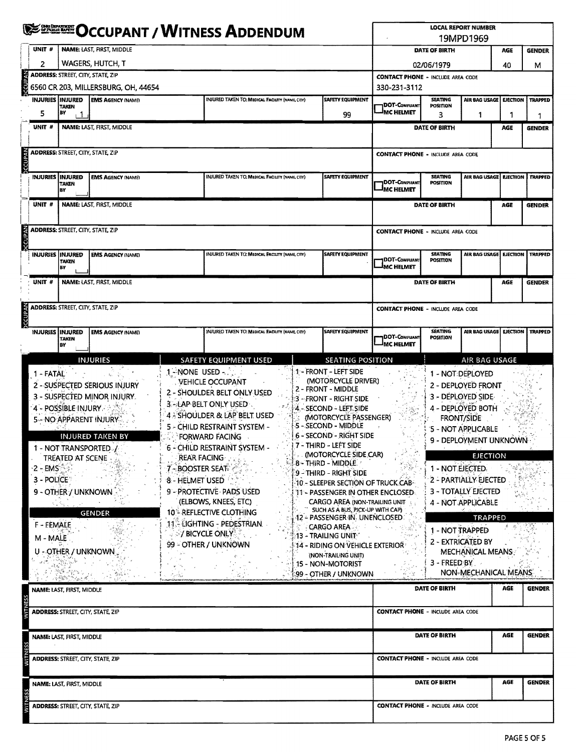# OCCUPANT / WITNESS ADDENDUM

OHIO DEPARTMENT OF PUBLIC SAFETY

**LOCAL REPORT NUMBER**
19MPD1969

## OCCUPANT

| UNIT # | NAME: LAST, FIRST, MIDDLE | DATE OF BIRTH | AGE | GENDER |
|---|---|---|---|---|
| 2 | WAGERS, HUTCH, T | 02/06/1979 | 40 | M |

| ADDRESS: STREET, CITY, STATE, ZIP | CONTACT PHONE - INCLUDE AREA CODE |
|---|---|
| 6560 CR 203, MILLERSBURG, OH, 44654 | 330-231-3112 |

| INJURIES | INJURED TAKEN BY | EMS AGENCY (NAME) | INJURED TAKEN TO: MEDICAL FACILITY (NAME, CITY) | SAFETY EQUIPMENT | DOT-COMPLIANT MC HELMET | SEATING POSITION | AIR BAG USAGE | EJECTION | TRAPPED |
|---|---|---|---|---|---|---|---|---|---|
| 5 | 1 | | | 99 | | 3 | 1 | 1 | 1 |

## OCCUPANT

| UNIT # | NAME: LAST, FIRST, MIDDLE | DATE OF BIRTH | AGE | GENDER |
|---|---|---|---|---|
| | | | | |

| ADDRESS: STREET, CITY, STATE, ZIP | CONTACT PHONE - INCLUDE AREA CODE |
|---|---|
| | |

| INJURIES | INJURED TAKEN BY | EMS AGENCY (NAME) | INJURED TAKEN TO: MEDICAL FACILITY (NAME, CITY) | SAFETY EQUIPMENT | DOT-COMPLIANT MC HELMET | SEATING POSITION | AIR BAG USAGE | EJECTION | TRAPPED |
|---|---|---|---|---|---|---|---|---|---|
| | | | | | | | | | |

## OCCUPANT

| UNIT # | NAME: LAST, FIRST, MIDDLE | DATE OF BIRTH | AGE | GENDER |
|---|---|---|---|---|
| | | | | |

| ADDRESS: STREET, CITY, STATE, ZIP | CONTACT PHONE - INCLUDE AREA CODE |
|---|---|
| | |

| INJURIES | INJURED TAKEN BY | EMS AGENCY (NAME) | INJURED TAKEN TO: MEDICAL FACILITY (NAME, CITY) | SAFETY EQUIPMENT | DOT-COMPLIANT MC HELMET | SEATING POSITION | AIR BAG USAGE | EJECTION | TRAPPED |
|---|---|---|---|---|---|---|---|---|---|
| | | | | | | | | | |

## OCCUPANT

| UNIT # | NAME: LAST, FIRST, MIDDLE | DATE OF BIRTH | AGE | GENDER |
|---|---|---|---|---|
| | | | | |

| ADDRESS: STREET, CITY, STATE, ZIP | CONTACT PHONE - INCLUDE AREA CODE |
|---|---|
| | |

| INJURIES | INJURED TAKEN BY | EMS AGENCY (NAME) | INJURED TAKEN TO: MEDICAL FACILITY (NAME, CITY) | SAFETY EQUIPMENT | DOT-COMPLIANT MC HELMET | SEATING POSITION | AIR BAG USAGE | EJECTION | TRAPPED |
|---|---|---|---|---|---|---|---|---|---|
| | | | | | | | | | |

### INJURIES
1 - FATAL
2 - SUSPECTED SERIOUS INJURY
3 - SUSPECTED MINOR INJURY
4 - POSSIBLE INJURY
5 - NO APPARENT INJURY

### INJURED TAKEN BY
1 - NOT TRANSPORTED / TREATED AT SCENE
2 - EMS
3 - POLICE
9 - OTHER / UNKNOWN

### GENDER
F - FEMALE
M - MALE
U - OTHER / UNKNOWN

### SAFETY EQUIPMENT USED
1 - NONE USED - VEHICLE OCCUPANT
2 - SHOULDER BELT ONLY USED
3 - LAP BELT ONLY USED
4 - SHOULDER & LAP BELT USED
5 - CHILD RESTRAINT SYSTEM - FORWARD FACING
6 - CHILD RESTRAINT SYSTEM - REAR FACING
7 - BOOSTER SEAT
8 - HELMET USED
9 - PROTECTIVE PADS USED (ELBOWS, KNEES, ETC)
10 - REFLECTIVE CLOTHING
11 - LIGHTING - PEDESTRIAN / BICYCLE ONLY
99 - OTHER / UNKNOWN

### SEATING POSITION
1 - FRONT - LEFT SIDE (MOTORCYCLE DRIVER)
2 - FRONT - MIDDLE
3 - FRONT - RIGHT SIDE
4 - SECOND - LEFT SIDE (MOTORCYCLE PASSENGER)
5 - SECOND - MIDDLE
6 - SECOND - RIGHT SIDE
7 - THIRD - LEFT SIDE (MOTORCYCLE SIDE CAR)
8 - THIRD - MIDDLE
9 - THIRD - RIGHT SIDE
10 - SLEEPER SECTION OF TRUCK CAB
11 - PASSENGER IN OTHER ENCLOSED CARGO AREA (NON-TRAILING UNIT SUCH AS A BUS, PICK-UP WITH CAP)
12 - PASSENGER IN UNENCLOSED CARGO AREA
13 - TRAILING UNIT
14 - RIDING ON VEHICLE EXTERIOR (NON-TRAILING UNIT)
15 - NON-MOTORIST
99 - OTHER / UNKNOWN

### AIR BAG USAGE
1 - NOT DEPLOYED
2 - DEPLOYED FRONT
3 - DEPLOYED SIDE
4 - DEPLOYED BOTH FRONT/SIDE
5 - NOT APPLICABLE
9 - DEPLOYMENT UNKNOWN

### EJECTION
1 - NOT EJECTED
2 - PARTIALLY EJECTED
3 - TOTALLY EJECTED
4 - NOT APPLICABLE

### TRAPPED
1 - NOT TRAPPED
2 - EXTRICATED BY MECHANICAL MEANS
3 - FREED BY NON-MECHANICAL MEANS

## WITNESS

| NAME: LAST, FIRST, MIDDLE | DATE OF BIRTH | AGE | GENDER |
|---|---|---|---|
| | | | |

| ADDRESS: STREET, CITY, STATE, ZIP | CONTACT PHONE - INCLUDE AREA CODE |
|---|---|
| | |

## WITNESS

| NAME: LAST, FIRST, MIDDLE | DATE OF BIRTH | AGE | GENDER |
|---|---|---|---|
| | | | |

| ADDRESS: STREET, CITY, STATE, ZIP | CONTACT PHONE - INCLUDE AREA CODE |
|---|---|
| | |

## WITNESS

| NAME: LAST, FIRST, MIDDLE | DATE OF BIRTH | AGE | GENDER |
|---|---|---|---|
| | | | |

| ADDRESS: STREET, CITY, STATE, ZIP | CONTACT PHONE - INCLUDE AREA CODE |
|---|---|
| | |